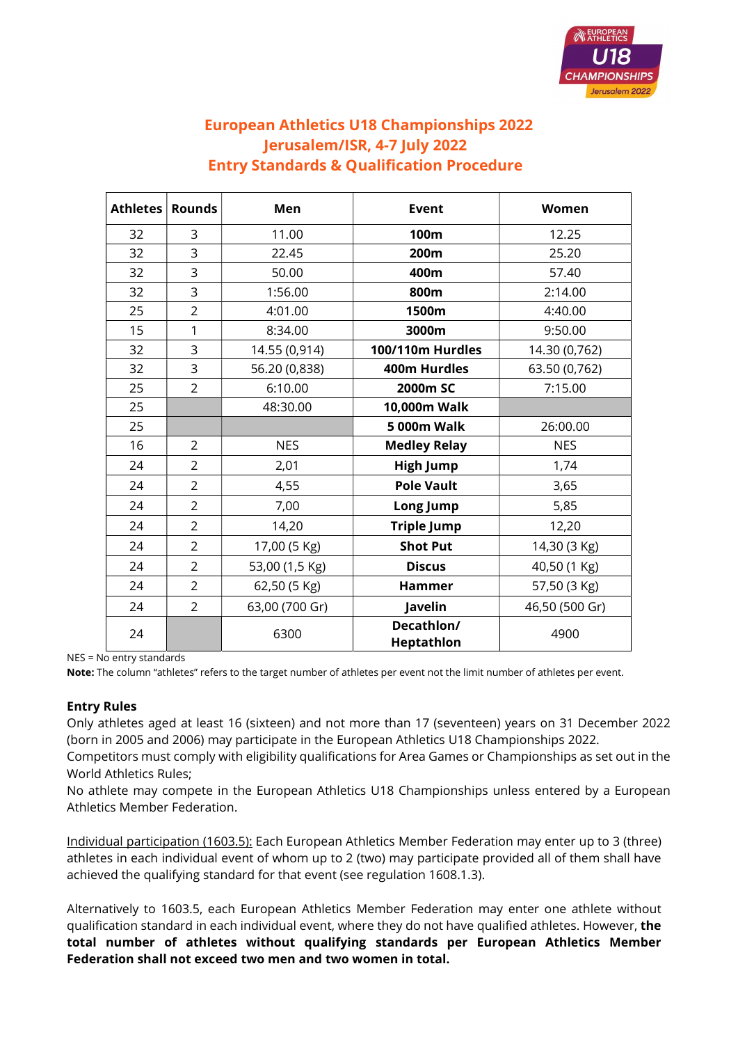# European Athletics U18 Championships 2022
## Jerusalem/ISR, 4-7 July 2022
## Entry Standards & Qualification Procedure

| Athletes | Rounds | Men | Event | Women |
|---|---|---|---|---|
| 32 | 3 | 11.00 | **100m** | 12.25 |
| 32 | 3 | 22.45 | **200m** | 25.20 |
| 32 | 3 | 50.00 | **400m** | 57.40 |
| 32 | 3 | 1:56.00 | **800m** | 2:14.00 |
| 25 | 2 | 4:01.00 | **1500m** | 4:40.00 |
| 15 | 1 | 8:34.00 | **3000m** | 9:50.00 |
| 32 | 3 | 14.55 (0,914) | **100/110m Hurdles** | 14.30 (0,762) |
| 32 | 3 | 56.20 (0,838) | **400m Hurdles** | 63.50 (0,762) |
| 25 | 2 | 6:10.00 | **2000m SC** | 7:15.00 |
| 25 | | 48:30.00 | **10,000m Walk** | |
| 25 | | | **5 000m Walk** | 26:00.00 |
| 16 | 2 | NES | **Medley Relay** | NES |
| 24 | 2 | 2,01 | **High Jump** | 1,74 |
| 24 | 2 | 4,55 | **Pole Vault** | 3,65 |
| 24 | 2 | 7,00 | **Long Jump** | 5,85 |
| 24 | 2 | 14,20 | **Triple Jump** | 12,20 |
| 24 | 2 | 17,00 (5 Kg) | **Shot Put** | 14,30 (3 Kg) |
| 24 | 2 | 53,00 (1,5 Kg) | **Discus** | 40,50 (1 Kg) |
| 24 | 2 | 62,50 (5 Kg) | **Hammer** | 57,50 (3 Kg) |
| 24 | 2 | 63,00 (700 Gr) | **Javelin** | 46,50 (500 Gr) |
| 24 | | 6300 | **Decathlon/ Heptathlon** | 4900 |

NES = No entry standards

**Note:** The column "athletes" refers to the target number of athletes per event not the limit number of athletes per event.

### Entry Rules

Only athletes aged at least 16 (sixteen) and not more than 17 (seventeen) years on 31 December 2022 (born in 2005 and 2006) may participate in the European Athletics U18 Championships 2022.

Competitors must comply with eligibility qualifications for Area Games or Championships as set out in the World Athletics Rules;

No athlete may compete in the European Athletics U18 Championships unless entered by a European Athletics Member Federation.

Individual participation (1603.5): Each European Athletics Member Federation may enter up to 3 (three) athletes in each individual event of whom up to 2 (two) may participate provided all of them shall have achieved the qualifying standard for that event (see regulation 1608.1.3).

Alternatively to 1603.5, each European Athletics Member Federation may enter one athlete without qualification standard in each individual event, where they do not have qualified athletes. However, **the total number of athletes without qualifying standards per European Athletics Member Federation shall not exceed two men and two women in total.**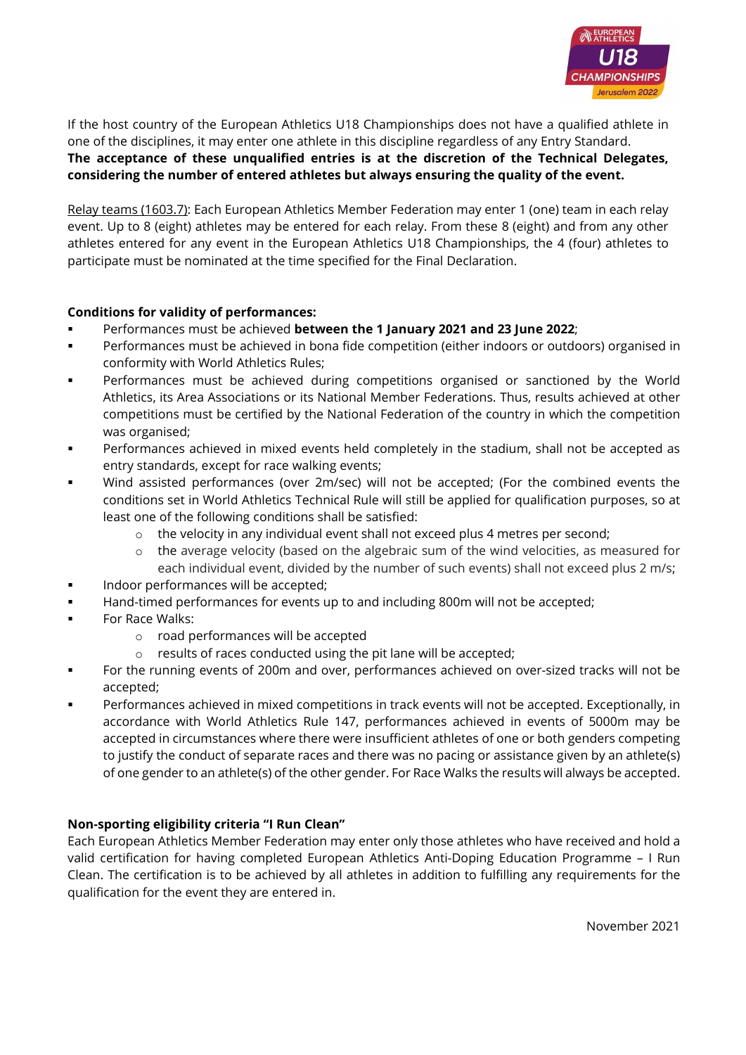If the host country of the European Athletics U18 Championships does not have a qualified athlete in one of the disciplines, it may enter one athlete in this discipline regardless of any Entry Standard.
**The acceptance of these unqualified entries is at the discretion of the Technical Delegates, considering the number of entered athletes but always ensuring the quality of the event.**

Relay teams (1603.7): Each European Athletics Member Federation may enter 1 (one) team in each relay event. Up to 8 (eight) athletes may be entered for each relay. From these 8 (eight) and from any other athletes entered for any event in the European Athletics U18 Championships, the 4 (four) athletes to participate must be nominated at the time specified for the Final Declaration.

**Conditions for validity of performances:**

- Performances must be achieved **between the 1 January 2021 and 23 June 2022**;
- Performances must be achieved in bona fide competition (either indoors or outdoors) organised in conformity with World Athletics Rules;
- Performances must be achieved during competitions organised or sanctioned by the World Athletics, its Area Associations or its National Member Federations. Thus, results achieved at other competitions must be certified by the National Federation of the country in which the competition was organised;
- Performances achieved in mixed events held completely in the stadium, shall not be accepted as entry standards, except for race walking events;
- Wind assisted performances (over 2m/sec) will not be accepted; (For the combined events the conditions set in World Athletics Technical Rule will still be applied for qualification purposes, so at least one of the following conditions shall be satisfied:
  - the velocity in any individual event shall not exceed plus 4 metres per second;
  - the average velocity (based on the algebraic sum of the wind velocities, as measured for each individual event, divided by the number of such events) shall not exceed plus 2 m/s;
- Indoor performances will be accepted;
- Hand-timed performances for events up to and including 800m will not be accepted;
- For Race Walks:
  - road performances will be accepted
  - results of races conducted using the pit lane will be accepted;
- For the running events of 200m and over, performances achieved on over-sized tracks will not be accepted;
- Performances achieved in mixed competitions in track events will not be accepted. Exceptionally, in accordance with World Athletics Rule 147, performances achieved in events of 5000m may be accepted in circumstances where there were insufficient athletes of one or both genders competing to justify the conduct of separate races and there was no pacing or assistance given by an athlete(s) of one gender to an athlete(s) of the other gender. For Race Walks the results will always be accepted.

**Non-sporting eligibility criteria "I Run Clean"**

Each European Athletics Member Federation may enter only those athletes who have received and hold a valid certification for having completed European Athletics Anti-Doping Education Programme – I Run Clean. The certification is to be achieved by all athletes in addition to fulfilling any requirements for the qualification for the event they are entered in.

November 2021